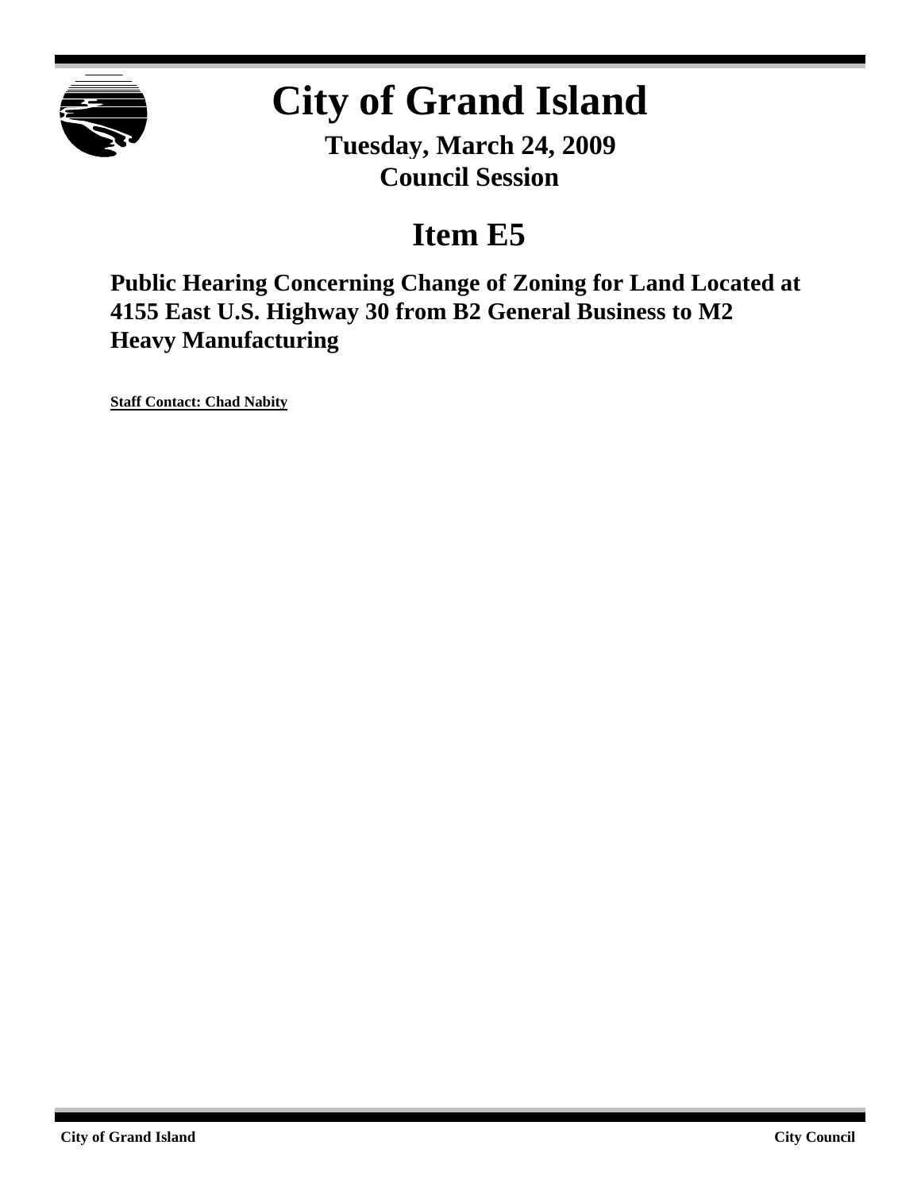# City of Grand Island

**Tuesday, March 24, 2009**
**Council Session**

## Item E5

### Public Hearing Concerning Change of Zoning for Land Located at 4155 East U.S. Highway 30 from B2 General Business to M2 Heavy Manufacturing

**Staff Contact: Chad Nabity**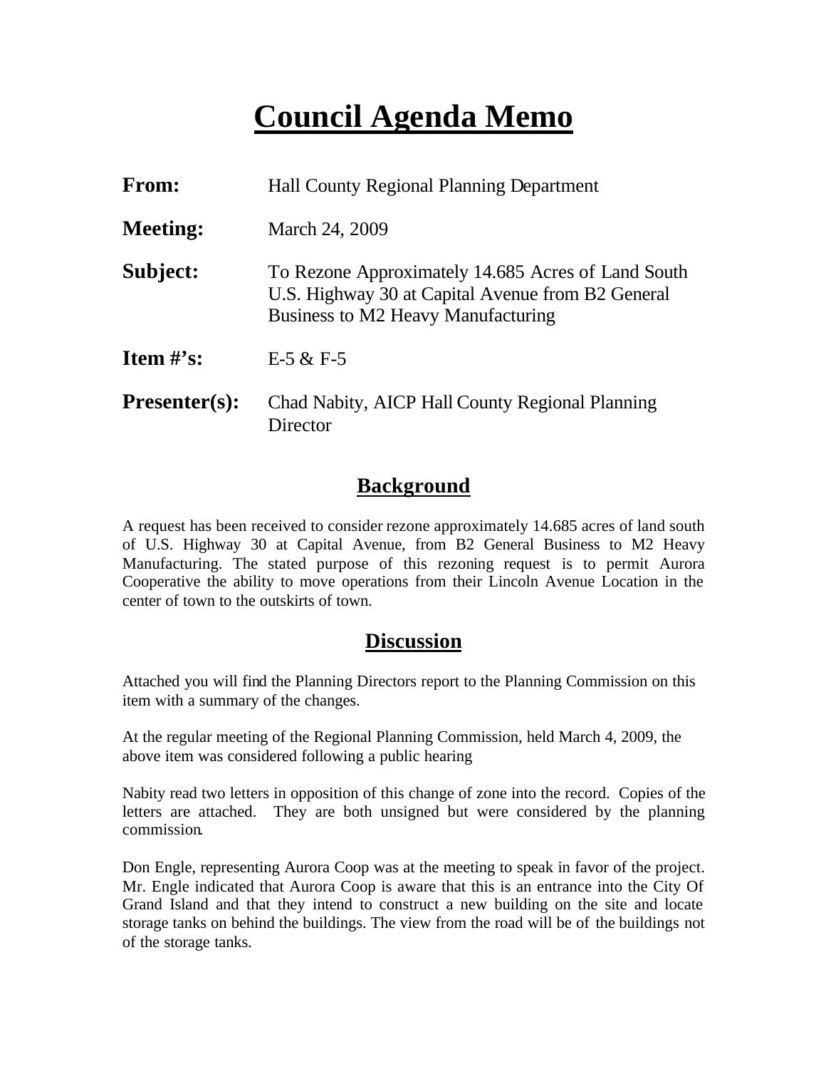# Council Agenda Memo

| | |
|---|---|
| **From:** | Hall County Regional Planning Department |
| **Meeting:** | March 24, 2009 |
| **Subject:** | To Rezone Approximately 14.685 Acres of Land South U.S. Highway 30 at Capital Avenue from B2 General Business to M2 Heavy Manufacturing |
| **Item #'s:** | E-5 & F-5 |
| **Presenter(s):** | Chad Nabity, AICP Hall County Regional Planning Director |

## Background

A request has been received to consider rezone approximately 14.685 acres of land south of U.S. Highway 30 at Capital Avenue, from B2 General Business to M2 Heavy Manufacturing. The stated purpose of this rezoning request is to permit Aurora Cooperative the ability to move operations from their Lincoln Avenue Location in the center of town to the outskirts of town.

## Discussion

Attached you will find the Planning Directors report to the Planning Commission on this item with a summary of the changes.

At the regular meeting of the Regional Planning Commission, held March 4, 2009, the above item was considered following a public hearing

Nabity read two letters in opposition of this change of zone into the record. Copies of the letters are attached. They are both unsigned but were considered by the planning commission.

Don Engle, representing Aurora Coop was at the meeting to speak in favor of the project. Mr. Engle indicated that Aurora Coop is aware that this is an entrance into the City Of Grand Island and that they intend to construct a new building on the site and locate storage tanks on behind the buildings. The view from the road will be of the buildings not of the storage tanks.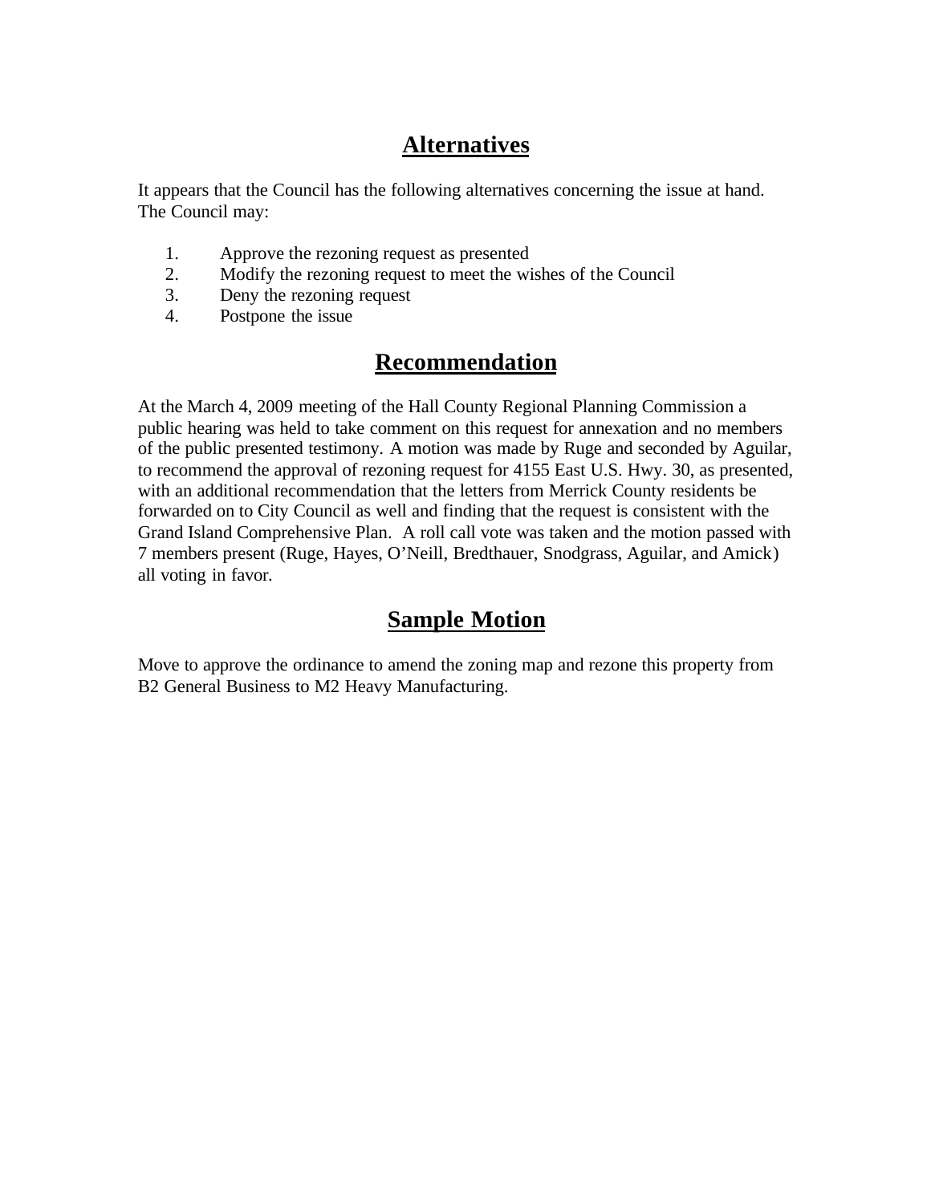## Alternatives

It appears that the Council has the following alternatives concerning the issue at hand. The Council may:

1. Approve the rezoning request as presented
2. Modify the rezoning request to meet the wishes of the Council
3. Deny the rezoning request
4. Postpone the issue

## Recommendation

At the March 4, 2009 meeting of the Hall County Regional Planning Commission a public hearing was held to take comment on this request for annexation and no members of the public presented testimony. A motion was made by Ruge and seconded by Aguilar, to recommend the approval of rezoning request for 4155 East U.S. Hwy. 30, as presented, with an additional recommendation that the letters from Merrick County residents be forwarded on to City Council as well and finding that the request is consistent with the Grand Island Comprehensive Plan. A roll call vote was taken and the motion passed with 7 members present (Ruge, Hayes, O'Neill, Bredthauer, Snodgrass, Aguilar, and Amick) all voting in favor.

## Sample Motion

Move to approve the ordinance to amend the zoning map and rezone this property from B2 General Business to M2 Heavy Manufacturing.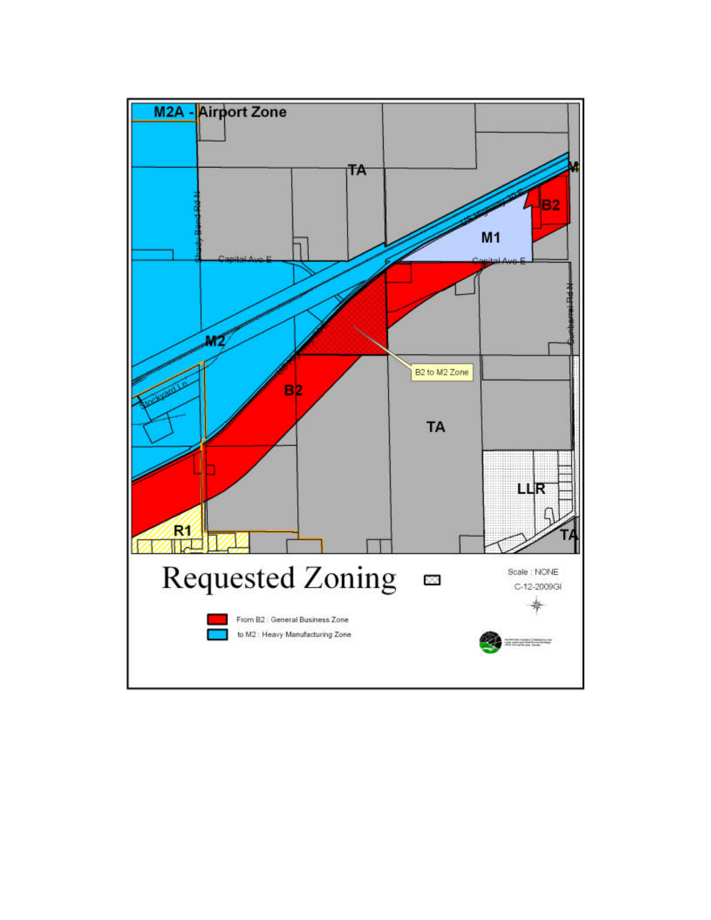M2A - Airport Zone

TA

B2

M1

M2

B2

B2 to M2 Zone

TA

LLR

R1

TA

# Requested Zoning

Scale : NONE

C-12-2009GI

From B2 : General Business Zone

to M2 : Heavy Manufacturing Zone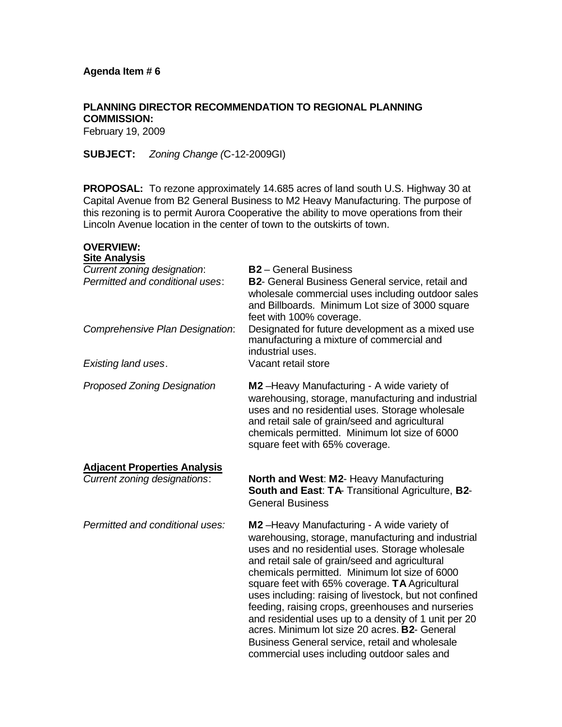**Agenda Item # 6**

**PLANNING DIRECTOR RECOMMENDATION TO REGIONAL PLANNING COMMISSION:**
February 19, 2009

**SUBJECT:** *Zoning Change (*C-12-2009GI)

**PROPOSAL:** To rezone approximately 14.685 acres of land south U.S. Highway 30 at Capital Avenue from B2 General Business to M2 Heavy Manufacturing. The purpose of this rezoning is to permit Aurora Cooperative the ability to move operations from their Lincoln Avenue location in the center of town to the outskirts of town.

**OVERVIEW:**
**Site Analysis**

| | |
|---|---|
| *Current zoning designation*: | **B2** – General Business |
| *Permitted and conditional uses*: | **B2**- General Business General service, retail and wholesale commercial uses including outdoor sales and Billboards. Minimum Lot size of 3000 square feet with 100% coverage. |
| *Comprehensive Plan Designation*: | Designated for future development as a mixed use manufacturing a mixture of commercial and industrial uses. |
| *Existing land uses*. | Vacant retail store |
| *Proposed Zoning Designation* | **M2** –Heavy Manufacturing - A wide variety of warehousing, storage, manufacturing and industrial uses and no residential uses. Storage wholesale and retail sale of grain/seed and agricultural chemicals permitted. Minimum lot size of 6000 square feet with 65% coverage. |

**Adjacent Properties Analysis**

| | |
|---|---|
| *Current zoning designations*: | **North and West**: **M2**- Heavy Manufacturing<br>**South and East**: **TA**- Transitional Agriculture, **B2**- General Business |
| *Permitted and conditional uses:* | **M2** –Heavy Manufacturing - A wide variety of warehousing, storage, manufacturing and industrial uses and no residential uses. Storage wholesale and retail sale of grain/seed and agricultural chemicals permitted. Minimum lot size of 6000 square feet with 65% coverage. **TA** Agricultural uses including: raising of livestock, but not confined feeding, raising crops, greenhouses and nurseries and residential uses up to a density of 1 unit per 20 acres. Minimum lot size 20 acres. **B2**- General Business General service, retail and wholesale commercial uses including outdoor sales and |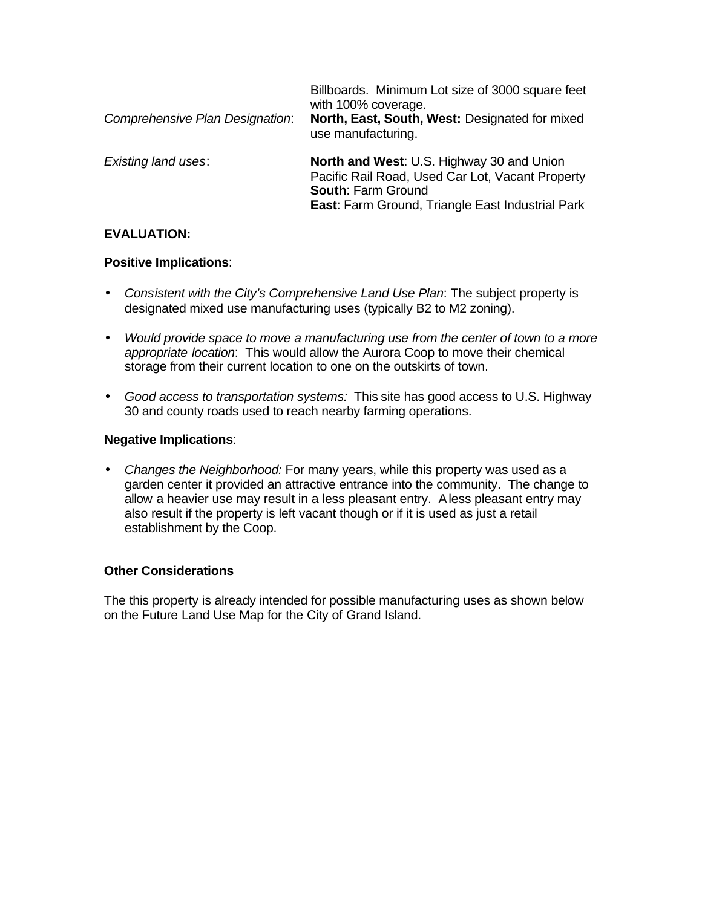| | |
|---|---|
| | Billboards. Minimum Lot size of 3000 square feet with 100% coverage. |
| *Comprehensive Plan Designation*: | **North, East, South, West:** Designated for mixed use manufacturing. |
| *Existing land uses*: | **North and West**: U.S. Highway 30 and Union Pacific Rail Road, Used Car Lot, Vacant Property<br>**South**: Farm Ground<br>**East**: Farm Ground, Triangle East Industrial Park |

**EVALUATION:**

**Positive Implications**:

- *Consistent with the City's Comprehensive Land Use Plan*: The subject property is designated mixed use manufacturing uses (typically B2 to M2 zoning).

- *Would provide space to move a manufacturing use from the center of town to a more appropriate location*: This would allow the Aurora Coop to move their chemical storage from their current location to one on the outskirts of town.

- *Good access to transportation systems:* This site has good access to U.S. Highway 30 and county roads used to reach nearby farming operations.

**Negative Implications**:

- *Changes the Neighborhood:* For many years, while this property was used as a garden center it provided an attractive entrance into the community. The change to allow a heavier use may result in a less pleasant entry. A less pleasant entry may also result if the property is left vacant though or if it is used as just a retail establishment by the Coop.

**Other Considerations**

The this property is already intended for possible manufacturing uses as shown below on the Future Land Use Map for the City of Grand Island.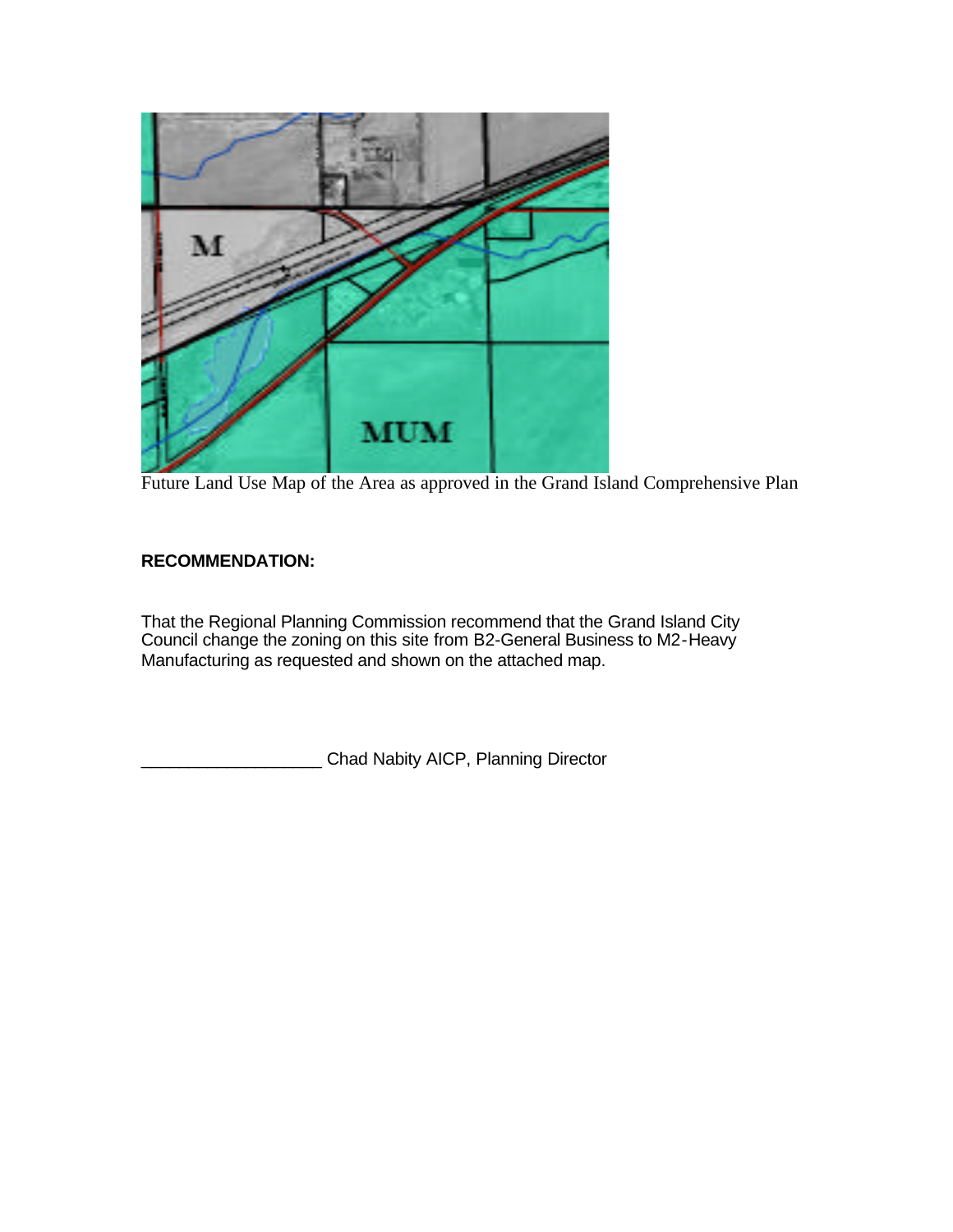Future Land Use Map of the Area as approved in the Grand Island Comprehensive Plan

**RECOMMENDATION:**

That the Regional Planning Commission recommend that the Grand Island City Council change the zoning on this site from B2-General Business to M2-Heavy Manufacturing as requested and shown on the attached map.

___________________ Chad Nabity AICP, Planning Director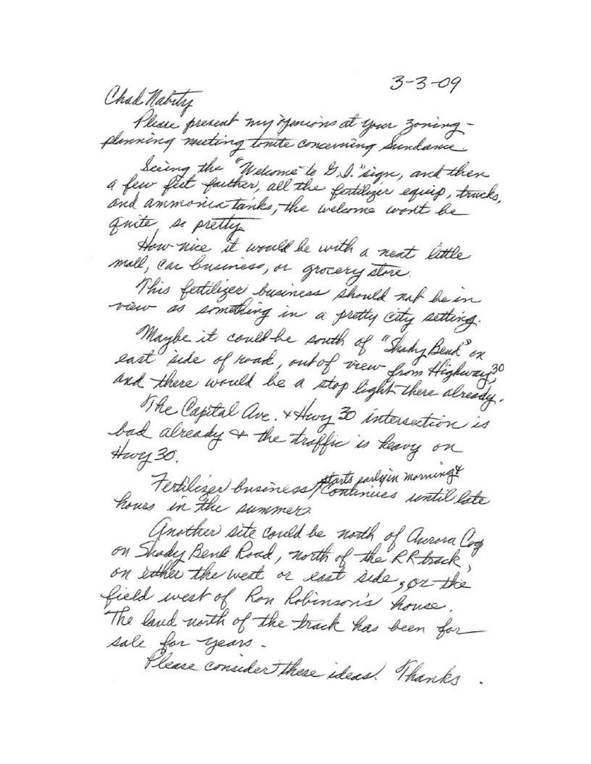3-3-09

Chad Nabity

Please present my opinions at your zoning-planning meeting tonite concerning Sundance.

Seeing the "Welcome to G.I." sign, and then a few feet farther, all the fertilizer equip, trucks, and ammonia tanks, the welcome won't be quite so pretty.

How nice it would be with a neat little mall, car business, or grocery store.

This fertilizer business should not be in view as something in a pretty city setting.

Maybe it could be south of "Shady Bend" on east side of road, out of view from Highway 30 and there would be a stop light there already.

The Capital Ave. & Hwy 30 intersection is bad already & the traffic is heavy on Hwy 30.

Fertilizer business starts early in morning & continues until late hours in the summer.

Another site could be north of Aurora Coop on Shady Bend Road, north of the RR track, on either the west or east side, or the field west of Ron Robinson's house. The land north of the track has been for sale for years.

Please consider these ideas. Thanks.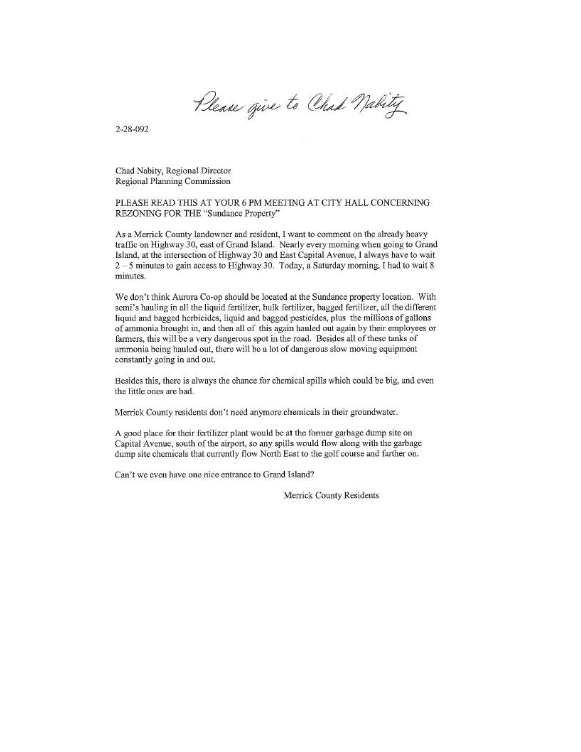*Please give to Chad Nabity*

2-28-092

Chad Nabity, Regional Director
Regional Planning Commission

PLEASE READ THIS AT YOUR 6 PM MEETING AT CITY HALL CONCERNING REZONING FOR THE "Sundance Property"

As a Merrick County landowner and resident, I want to comment on the already heavy traffic on Highway 30, east of Grand Island. Nearly every morning when going to Grand Island, at the intersection of Highway 30 and East Capital Avenue, I always have to wait 2 – 5 minutes to gain access to Highway 30. Today, a Saturday morning, I had to wait 8 minutes.

We don't think Aurora Co-op should be located at the Sundance property location. With semi's hauling in all the liquid fertilizer, bulk fertilizer, bagged fertilizer, all the different liquid and bagged herbicides, liquid and bagged pesticides, plus the millions of gallons of ammonia brought in, and then all of this again hauled out again by their employees or farmers, this will be a very dangerous spot in the road. Besides all of these tanks of ammonia being hauled out, there will be a lot of dangerous slow moving equipment constantly going in and out.

Besides this, there is always the chance for chemical spills which could be big, and even the little ones are bad.

Merrick County residents don't need anymore chemicals in their groundwater.

A good place for their fertilizer plant would be at the former garbage dump site on Capital Avenue, south of the airport, so any spills would flow along with the garbage dump site chemicals that currently flow North East to the golf course and farther on.

Can't we even have one nice entrance to Grand Island?

Merrick County Residents